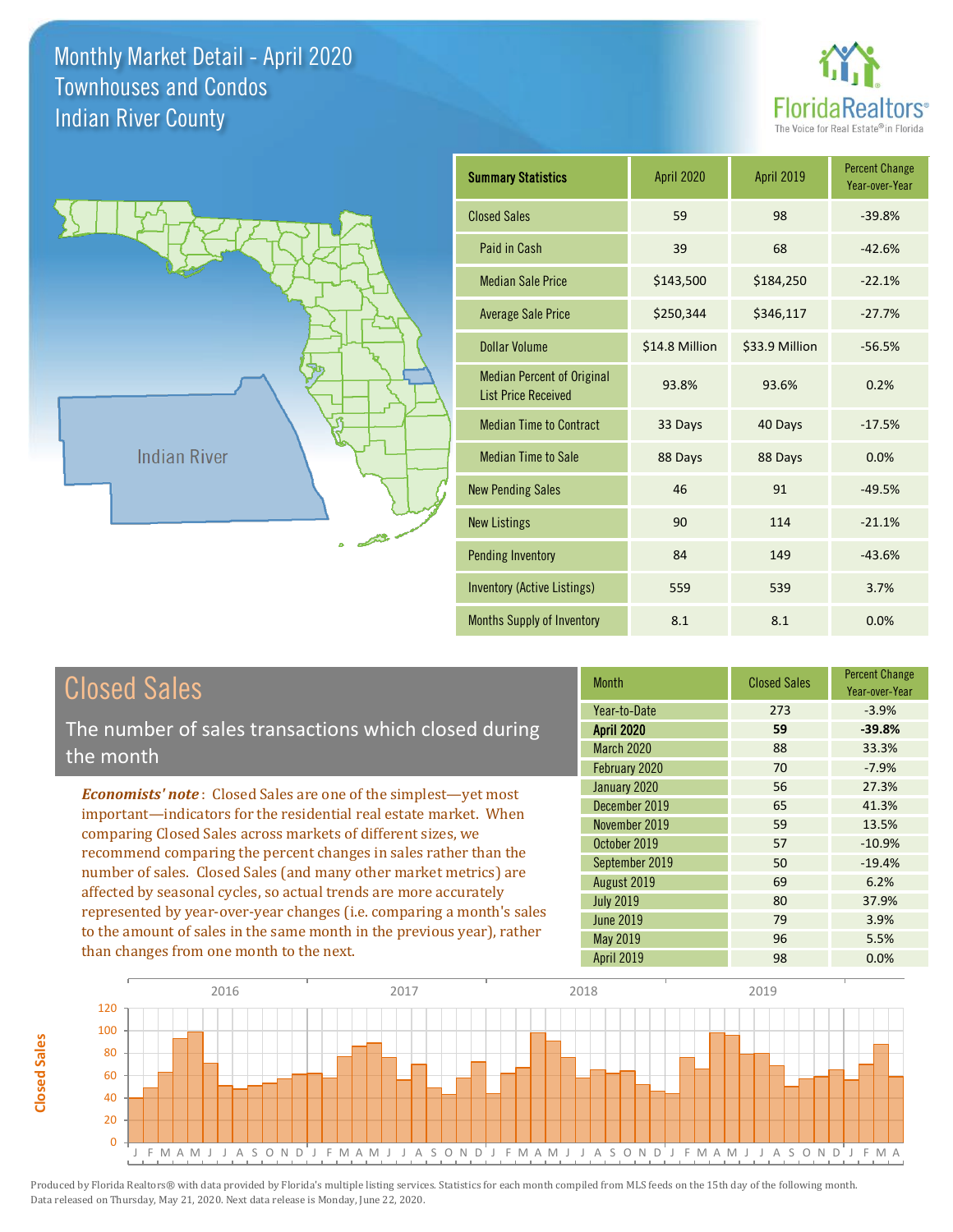# Monthly Market Detail - April 2020
## Townhouses and Condos
## Indian River County

FloridaRealtors® The Voice for Real Estate® in Florida

Indian River

| Summary Statistics | April 2020 | April 2019 | Percent Change Year-over-Year |
|---|---|---|---|
| Closed Sales | 59 | 98 | -39.8% |
| Paid in Cash | 39 | 68 | -42.6% |
| Median Sale Price | $143,500 | $184,250 | -22.1% |
| Average Sale Price | $250,344 | $346,117 | -27.7% |
| Dollar Volume | $14.8 Million | $33.9 Million | -56.5% |
| Median Percent of Original List Price Received | 93.8% | 93.6% | 0.2% |
| Median Time to Contract | 33 Days | 40 Days | -17.5% |
| Median Time to Sale | 88 Days | 88 Days | 0.0% |
| New Pending Sales | 46 | 91 | -49.5% |
| New Listings | 90 | 114 | -21.1% |
| Pending Inventory | 84 | 149 | -43.6% |
| Inventory (Active Listings) | 559 | 539 | 3.7% |
| Months Supply of Inventory | 8.1 | 8.1 | 0.0% |

## Closed Sales

The number of sales transactions which closed during the month

***Economists' note***: Closed Sales are one of the simplest—yet most important—indicators for the residential real estate market. When comparing Closed Sales across markets of different sizes, we recommend comparing the percent changes in sales rather than the number of sales. Closed Sales (and many other market metrics) are affected by seasonal cycles, so actual trends are more accurately represented by year-over-year changes (i.e. comparing a month's sales to the amount of sales in the same month in the previous year), rather than changes from one month to the next.

| Month | Closed Sales | Percent Change Year-over-Year |
|---|---|---|
| Year-to-Date | 273 | -3.9% |
| **April 2020** | **59** | **-39.8%** |
| March 2020 | 88 | 33.3% |
| February 2020 | 70 | -7.9% |
| January 2020 | 56 | 27.3% |
| December 2019 | 65 | 41.3% |
| November 2019 | 59 | 13.5% |
| October 2019 | 57 | -10.9% |
| September 2019 | 50 | -19.4% |
| August 2019 | 69 | 6.2% |
| July 2019 | 80 | 37.9% |
| June 2019 | 79 | 3.9% |
| May 2019 | 96 | 5.5% |
| April 2019 | 98 | 0.0% |

Produced by Florida Realtors® with data provided by Florida's multiple listing services. Statistics for each month compiled from MLS feeds on the 15th day of the following month. Data released on Thursday, May 21, 2020. Next data release is Monday, June 22, 2020.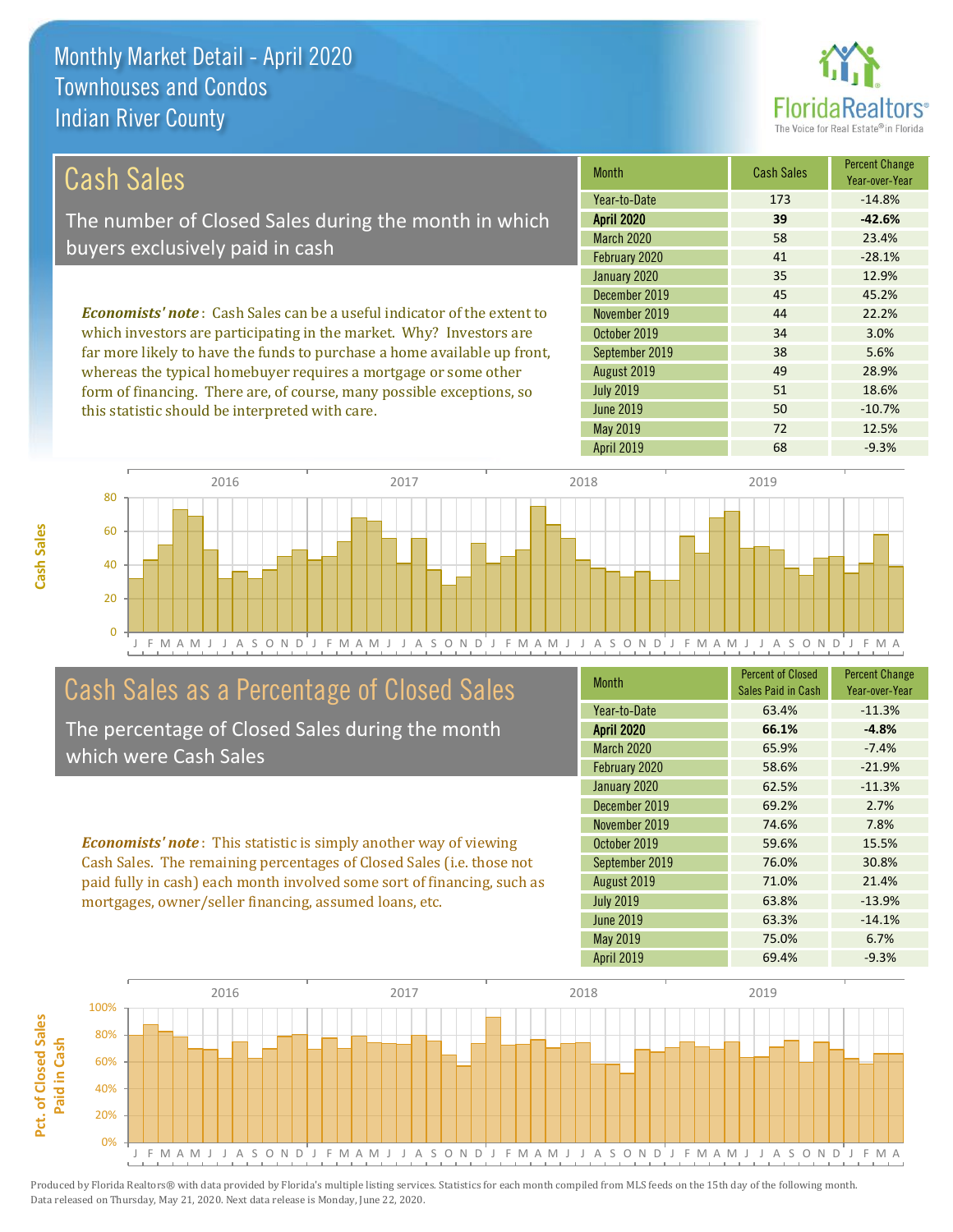# Monthly Market Detail - April 2020
## Townhouses and Condos
## Indian River County

## Cash Sales

The number of Closed Sales during the month in which buyers exclusively paid in cash

***Economists' note***: Cash Sales can be a useful indicator of the extent to which investors are participating in the market. Why? Investors are far more likely to have the funds to purchase a home available up front, whereas the typical homebuyer requires a mortgage or some other form of financing. There are, of course, many possible exceptions, so this statistic should be interpreted with care.

| Month | Cash Sales | Percent Change Year-over-Year |
|---|---|---|
| Year-to-Date | 173 | -14.8% |
| **April 2020** | **39** | **-42.6%** |
| March 2020 | 58 | 23.4% |
| February 2020 | 41 | -28.1% |
| January 2020 | 35 | 12.9% |
| December 2019 | 45 | 45.2% |
| November 2019 | 44 | 22.2% |
| October 2019 | 34 | 3.0% |
| September 2019 | 38 | 5.6% |
| August 2019 | 49 | 28.9% |
| July 2019 | 51 | 18.6% |
| June 2019 | 50 | -10.7% |
| May 2019 | 72 | 12.5% |
| April 2019 | 68 | -9.3% |

## Cash Sales as a Percentage of Closed Sales

The percentage of Closed Sales during the month which were Cash Sales

***Economists' note***: This statistic is simply another way of viewing Cash Sales. The remaining percentages of Closed Sales (i.e. those not paid fully in cash) each month involved some sort of financing, such as mortgages, owner/seller financing, assumed loans, etc.

| Month | Percent of Closed Sales Paid in Cash | Percent Change Year-over-Year |
|---|---|---|
| Year-to-Date | 63.4% | -11.3% |
| **April 2020** | **66.1%** | **-4.8%** |
| March 2020 | 65.9% | -7.4% |
| February 2020 | 58.6% | -21.9% |
| January 2020 | 62.5% | -11.3% |
| December 2019 | 69.2% | 2.7% |
| November 2019 | 74.6% | 7.8% |
| October 2019 | 59.6% | 15.5% |
| September 2019 | 76.0% | 30.8% |
| August 2019 | 71.0% | 21.4% |
| July 2019 | 63.8% | -13.9% |
| June 2019 | 63.3% | -14.1% |
| May 2019 | 75.0% | 6.7% |
| April 2019 | 69.4% | -9.3% |

Produced by Florida Realtors® with data provided by Florida's multiple listing services. Statistics for each month compiled from MLS feeds on the 15th day of the following month. Data released on Thursday, May 21, 2020. Next data release is Monday, June 22, 2020.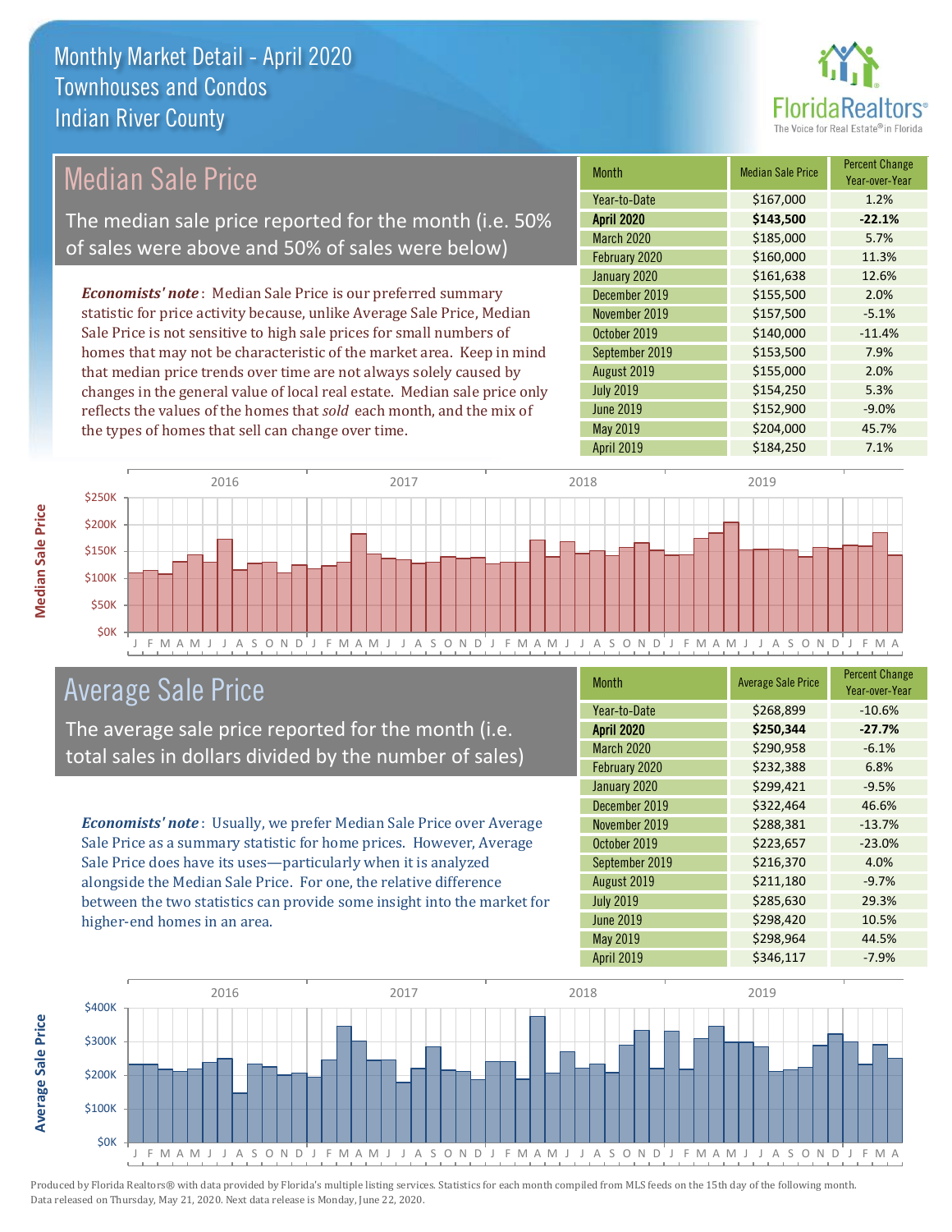# Monthly Market Detail - April 2020
## Townhouses and Condos
## Indian River County

## Median Sale Price

The median sale price reported for the month (i.e. 50% of sales were above and 50% of sales were below)

***Economists' note***: Median Sale Price is our preferred summary statistic for price activity because, unlike Average Sale Price, Median Sale Price is not sensitive to high sale prices for small numbers of homes that may not be characteristic of the market area. Keep in mind that median price trends over time are not always solely caused by changes in the general value of local real estate. Median sale price only reflects the values of the homes that *sold* each month, and the mix of the types of homes that sell can change over time.

| Month | Median Sale Price | Percent Change Year-over-Year |
|---|---|---|
| Year-to-Date | $167,000 | 1.2% |
| **April 2020** | **$143,500** | **-22.1%** |
| March 2020 | $185,000 | 5.7% |
| February 2020 | $160,000 | 11.3% |
| January 2020 | $161,638 | 12.6% |
| December 2019 | $155,500 | 2.0% |
| November 2019 | $157,500 | -5.1% |
| October 2019 | $140,000 | -11.4% |
| September 2019 | $153,500 | 7.9% |
| August 2019 | $155,000 | 2.0% |
| July 2019 | $154,250 | 5.3% |
| June 2019 | $152,900 | -9.0% |
| May 2019 | $204,000 | 45.7% |
| April 2019 | $184,250 | 7.1% |

## Average Sale Price

The average sale price reported for the month (i.e. total sales in dollars divided by the number of sales)

***Economists' note***: Usually, we prefer Median Sale Price over Average Sale Price as a summary statistic for home prices. However, Average Sale Price does have its uses—particularly when it is analyzed alongside the Median Sale Price. For one, the relative difference between the two statistics can provide some insight into the market for higher-end homes in an area.

| Month | Average Sale Price | Percent Change Year-over-Year |
|---|---|---|
| Year-to-Date | $268,899 | -10.6% |
| **April 2020** | **$250,344** | **-27.7%** |
| March 2020 | $290,958 | -6.1% |
| February 2020 | $232,388 | 6.8% |
| January 2020 | $299,421 | -9.5% |
| December 2019 | $322,464 | 46.6% |
| November 2019 | $288,381 | -13.7% |
| October 2019 | $223,657 | -23.0% |
| September 2019 | $216,370 | 4.0% |
| August 2019 | $211,180 | -9.7% |
| July 2019 | $285,630 | 29.3% |
| June 2019 | $298,420 | 10.5% |
| May 2019 | $298,964 | 44.5% |
| April 2019 | $346,117 | -7.9% |

Produced by Florida Realtors® with data provided by Florida's multiple listing services. Statistics for each month compiled from MLS feeds on the 15th day of the following month. Data released on Thursday, May 21, 2020. Next data release is Monday, June 22, 2020.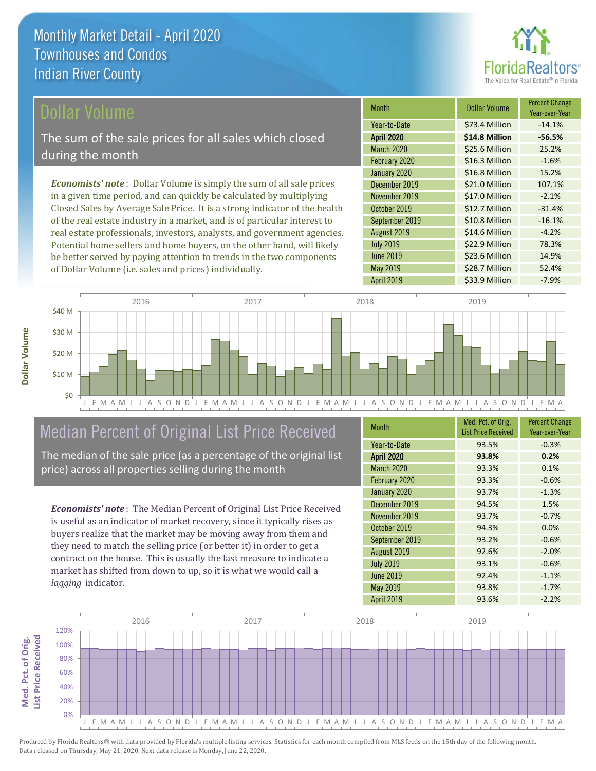# Monthly Market Detail - April 2020
## Townhouses and Condos
## Indian River County

## Dollar Volume

The sum of the sale prices for all sales which closed during the month

***Economists' note***: Dollar Volume is simply the sum of all sale prices in a given time period, and can quickly be calculated by multiplying Closed Sales by Average Sale Price. It is a strong indicator of the health of the real estate industry in a market, and is of particular interest to real estate professionals, investors, analysts, and government agencies. Potential home sellers and home buyers, on the other hand, will likely be better served by paying attention to trends in the two components of Dollar Volume (i.e. sales and prices) individually.

| Month | Dollar Volume | Percent Change Year-over-Year |
|---|---|---|
| Year-to-Date | $73.4 Million | -14.1% |
| **April 2020** | **$14.8 Million** | **-56.5%** |
| March 2020 | $25.6 Million | 25.2% |
| February 2020 | $16.3 Million | -1.6% |
| January 2020 | $16.8 Million | 15.2% |
| December 2019 | $21.0 Million | 107.1% |
| November 2019 | $17.0 Million | -2.1% |
| October 2019 | $12.7 Million | -31.4% |
| September 2019 | $10.8 Million | -16.1% |
| August 2019 | $14.6 Million | -4.2% |
| July 2019 | $22.9 Million | 78.3% |
| June 2019 | $23.6 Million | 14.9% |
| May 2019 | $28.7 Million | 52.4% |
| April 2019 | $33.9 Million | -7.9% |

## Median Percent of Original List Price Received

The median of the sale price (as a percentage of the original list price) across all properties selling during the month

***Economists' note***: The Median Percent of Original List Price Received is useful as an indicator of market recovery, since it typically rises as buyers realize that the market may be moving away from them and they need to match the selling price (or better it) in order to get a contract on the house. This is usually the last measure to indicate a market has shifted from down to up, so it is what we would call a *lagging* indicator.

| Month | Med. Pct. of Orig. List Price Received | Percent Change Year-over-Year |
|---|---|---|
| Year-to-Date | 93.5% | -0.3% |
| **April 2020** | **93.8%** | **0.2%** |
| March 2020 | 93.3% | 0.1% |
| February 2020 | 93.3% | -0.6% |
| January 2020 | 93.7% | -1.3% |
| December 2019 | 94.5% | 1.5% |
| November 2019 | 93.7% | -0.7% |
| October 2019 | 94.3% | 0.0% |
| September 2019 | 93.2% | -0.6% |
| August 2019 | 92.6% | -2.0% |
| July 2019 | 93.1% | -0.6% |
| June 2019 | 92.4% | -1.1% |
| May 2019 | 93.8% | -1.7% |
| April 2019 | 93.6% | -2.2% |

Produced by Florida Realtors® with data provided by Florida's multiple listing services. Statistics for each month compiled from MLS feeds on the 15th day of the following month. Data released on Thursday, May 21, 2020. Next data release is Monday, June 22, 2020.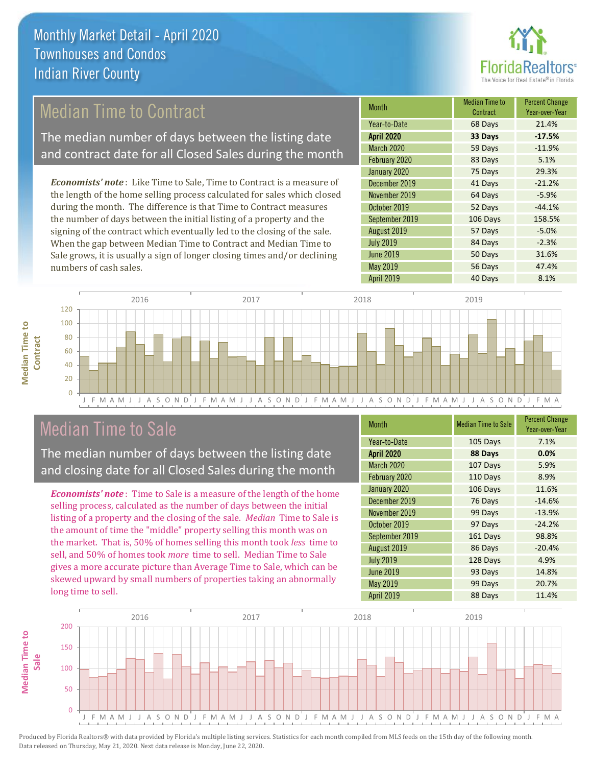# Monthly Market Detail - April 2020
## Townhouses and Condos
## Indian River County

## Median Time to Contract

The median number of days between the listing date and contract date for all Closed Sales during the month

*Economists' note*: Like Time to Sale, Time to Contract is a measure of the length of the home selling process calculated for sales which closed during the month. The difference is that Time to Contract measures the number of days between the initial listing of a property and the signing of the contract which eventually led to the closing of the sale. When the gap between Median Time to Contract and Median Time to Sale grows, it is usually a sign of longer closing times and/or declining numbers of cash sales.

| Month | Median Time to Contract | Percent Change Year-over-Year |
|---|---|---|
| Year-to-Date | 68 Days | 21.4% |
| **April 2020** | **33 Days** | **-17.5%** |
| March 2020 | 59 Days | -11.9% |
| February 2020 | 83 Days | 5.1% |
| January 2020 | 75 Days | 29.3% |
| December 2019 | 41 Days | -21.2% |
| November 2019 | 64 Days | -5.9% |
| October 2019 | 52 Days | -44.1% |
| September 2019 | 106 Days | 158.5% |
| August 2019 | 57 Days | -5.0% |
| July 2019 | 84 Days | -2.3% |
| June 2019 | 50 Days | 31.6% |
| May 2019 | 56 Days | 47.4% |
| April 2019 | 40 Days | 8.1% |

## Median Time to Sale

The median number of days between the listing date and closing date for all Closed Sales during the month

*Economists' note*: Time to Sale is a measure of the length of the home selling process, calculated as the number of days between the initial listing of a property and the closing of the sale. *Median* Time to Sale is the amount of time the "middle" property selling this month was on the market. That is, 50% of homes selling this month took *less* time to sell, and 50% of homes took *more* time to sell. Median Time to Sale gives a more accurate picture than Average Time to Sale, which can be skewed upward by small numbers of properties taking an abnormally long time to sell.

| Month | Median Time to Sale | Percent Change Year-over-Year |
|---|---|---|
| Year-to-Date | 105 Days | 7.1% |
| **April 2020** | **88 Days** | **0.0%** |
| March 2020 | 107 Days | 5.9% |
| February 2020 | 110 Days | 8.9% |
| January 2020 | 106 Days | 11.6% |
| December 2019 | 76 Days | -14.6% |
| November 2019 | 99 Days | -13.9% |
| October 2019 | 97 Days | -24.2% |
| September 2019 | 161 Days | 98.8% |
| August 2019 | 86 Days | -20.4% |
| July 2019 | 128 Days | 4.9% |
| June 2019 | 93 Days | 14.8% |
| May 2019 | 99 Days | 20.7% |
| April 2019 | 88 Days | 11.4% |

Produced by Florida Realtors® with data provided by Florida's multiple listing services. Statistics for each month compiled from MLS feeds on the 15th day of the following month. Data released on Thursday, May 21, 2020. Next data release is Monday, June 22, 2020.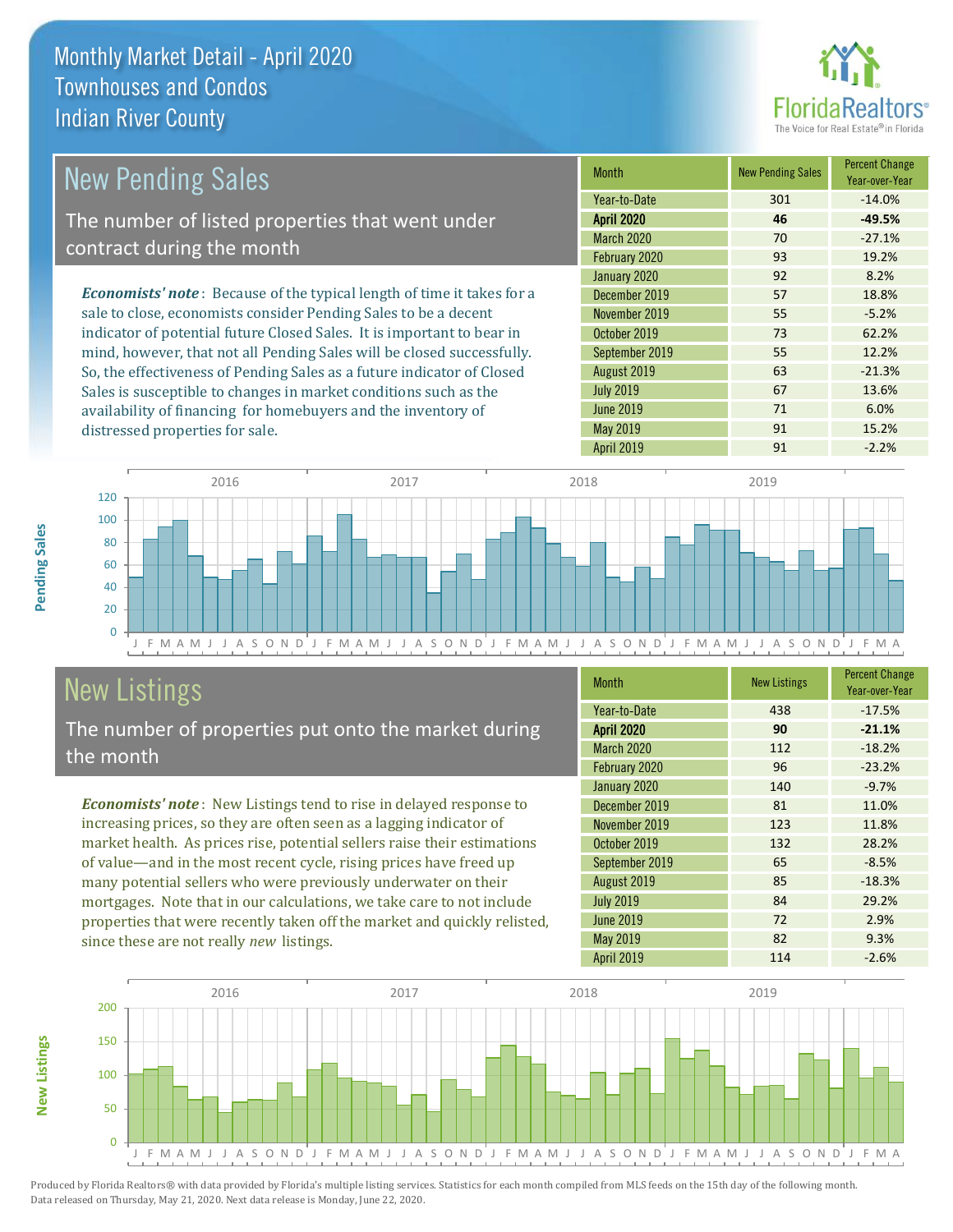# Monthly Market Detail - April 2020
## Townhouses and Condos
## Indian River County

## New Pending Sales

The number of listed properties that went under contract during the month

***Economists' note***: Because of the typical length of time it takes for a sale to close, economists consider Pending Sales to be a decent indicator of potential future Closed Sales. It is important to bear in mind, however, that not all Pending Sales will be closed successfully. So, the effectiveness of Pending Sales as a future indicator of Closed Sales is susceptible to changes in market conditions such as the availability of financing for homebuyers and the inventory of distressed properties for sale.

| Month | New Pending Sales | Percent Change Year-over-Year |
|---|---|---|
| Year-to-Date | 301 | -14.0% |
| **April 2020** | **46** | **-49.5%** |
| March 2020 | 70 | -27.1% |
| February 2020 | 93 | 19.2% |
| January 2020 | 92 | 8.2% |
| December 2019 | 57 | 18.8% |
| November 2019 | 55 | -5.2% |
| October 2019 | 73 | 62.2% |
| September 2019 | 55 | 12.2% |
| August 2019 | 63 | -21.3% |
| July 2019 | 67 | 13.6% |
| June 2019 | 71 | 6.0% |
| May 2019 | 91 | 15.2% |
| April 2019 | 91 | -2.2% |

## New Listings

The number of properties put onto the market during the month

***Economists' note***: New Listings tend to rise in delayed response to increasing prices, so they are often seen as a lagging indicator of market health. As prices rise, potential sellers raise their estimations of value—and in the most recent cycle, rising prices have freed up many potential sellers who were previously underwater on their mortgages. Note that in our calculations, we take care to not include properties that were recently taken off the market and quickly relisted, since these are not really *new* listings.

| Month | New Listings | Percent Change Year-over-Year |
|---|---|---|
| Year-to-Date | 438 | -17.5% |
| **April 2020** | **90** | **-21.1%** |
| March 2020 | 112 | -18.2% |
| February 2020 | 96 | -23.2% |
| January 2020 | 140 | -9.7% |
| December 2019 | 81 | 11.0% |
| November 2019 | 123 | 11.8% |
| October 2019 | 132 | 28.2% |
| September 2019 | 65 | -8.5% |
| August 2019 | 85 | -18.3% |
| July 2019 | 84 | 29.2% |
| June 2019 | 72 | 2.9% |
| May 2019 | 82 | 9.3% |
| April 2019 | 114 | -2.6% |

Produced by Florida Realtors® with data provided by Florida's multiple listing services. Statistics for each month compiled from MLS feeds on the 15th day of the following month. Data released on Thursday, May 21, 2020. Next data release is Monday, June 22, 2020.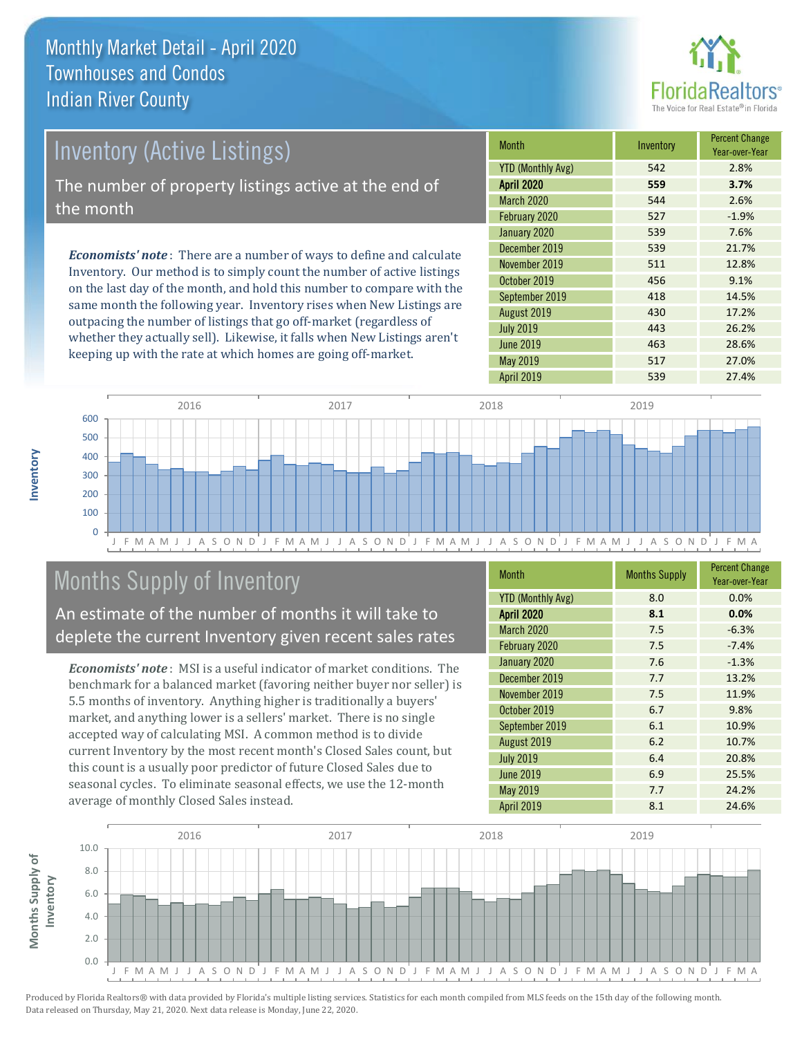# Monthly Market Detail - April 2020
## Townhouses and Condos
## Indian River County

## Inventory (Active Listings)

The number of property listings active at the end of the month

*Economists' note*: There are a number of ways to define and calculate Inventory. Our method is to simply count the number of active listings on the last day of the month, and hold this number to compare with the same month the following year. Inventory rises when New Listings are outpacing the number of listings that go off-market (regardless of whether they actually sell). Likewise, it falls when New Listings aren't keeping up with the rate at which homes are going off-market.

| Month | Inventory | Percent Change Year-over-Year |
|---|---|---|
| YTD (Monthly Avg) | 542 | 2.8% |
| **April 2020** | **559** | **3.7%** |
| March 2020 | 544 | 2.6% |
| February 2020 | 527 | -1.9% |
| January 2020 | 539 | 7.6% |
| December 2019 | 539 | 21.7% |
| November 2019 | 511 | 12.8% |
| October 2019 | 456 | 9.1% |
| September 2019 | 418 | 14.5% |
| August 2019 | 430 | 17.2% |
| July 2019 | 443 | 26.2% |
| June 2019 | 463 | 28.6% |
| May 2019 | 517 | 27.0% |
| April 2019 | 539 | 27.4% |

## Months Supply of Inventory

An estimate of the number of months it will take to deplete the current Inventory given recent sales rates

*Economists' note*: MSI is a useful indicator of market conditions. The benchmark for a balanced market (favoring neither buyer nor seller) is 5.5 months of inventory. Anything higher is traditionally a buyers' market, and anything lower is a sellers' market. There is no single accepted way of calculating MSI. A common method is to divide current Inventory by the most recent month's Closed Sales count, but this count is a usually poor predictor of future Closed Sales due to seasonal cycles. To eliminate seasonal effects, we use the 12-month average of monthly Closed Sales instead.

| Month | Months Supply | Percent Change Year-over-Year |
|---|---|---|
| YTD (Monthly Avg) | 8.0 | 0.0% |
| **April 2020** | **8.1** | **0.0%** |
| March 2020 | 7.5 | -6.3% |
| February 2020 | 7.5 | -7.4% |
| January 2020 | 7.6 | -1.3% |
| December 2019 | 7.7 | 13.2% |
| November 2019 | 7.5 | 11.9% |
| October 2019 | 6.7 | 9.8% |
| September 2019 | 6.1 | 10.9% |
| August 2019 | 6.2 | 10.7% |
| July 2019 | 6.4 | 20.8% |
| June 2019 | 6.9 | 25.5% |
| May 2019 | 7.7 | 24.2% |
| April 2019 | 8.1 | 24.6% |

Produced by Florida Realtors® with data provided by Florida's multiple listing services. Statistics for each month compiled from MLS feeds on the 15th day of the following month. Data released on Thursday, May 21, 2020. Next data release is Monday, June 22, 2020.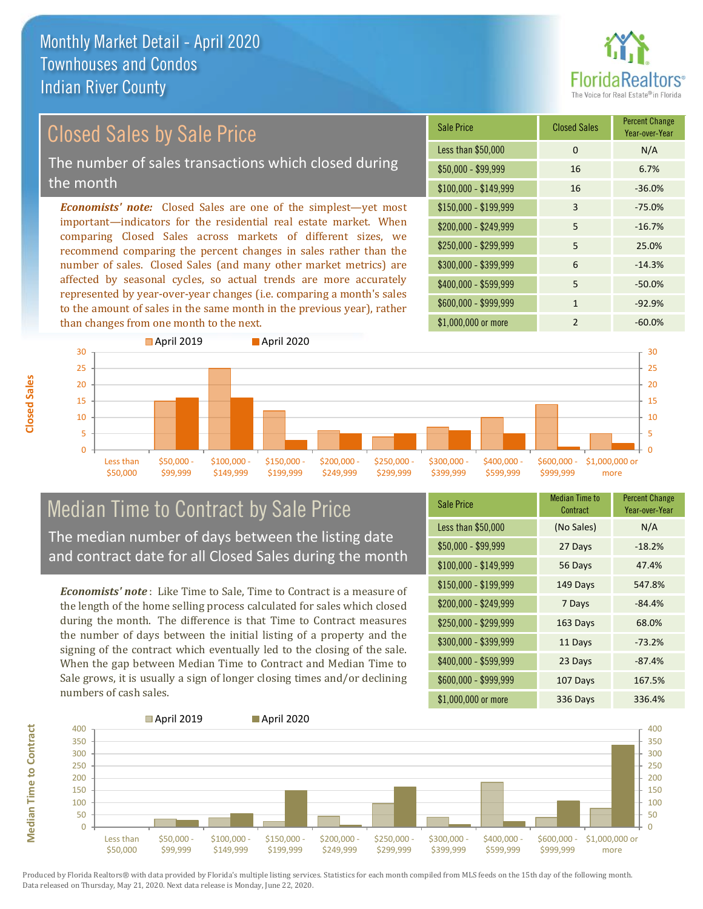# Monthly Market Detail - April 2020
## Townhouses and Condos
## Indian River County

## Closed Sales by Sale Price

The number of sales transactions which closed during the month

***Economists' note:*** Closed Sales are one of the simplest—yet most important—indicators for the residential real estate market. When comparing Closed Sales across markets of different sizes, we recommend comparing the percent changes in sales rather than the number of sales. Closed Sales (and many other market metrics) are affected by seasonal cycles, so actual trends are more accurately represented by year-over-year changes (i.e. comparing a month's sales to the amount of sales in the same month in the previous year), rather than changes from one month to the next.

| Sale Price | Closed Sales | Percent Change Year-over-Year |
|---|---|---|
| Less than $50,000 | 0 | N/A |
| $50,000 - $99,999 | 16 | 6.7% |
| $100,000 - $149,999 | 16 | -36.0% |
| $150,000 - $199,999 | 3 | -75.0% |
| $200,000 - $249,999 | 5 | -16.7% |
| $250,000 - $299,999 | 5 | 25.0% |
| $300,000 - $399,999 | 6 | -14.3% |
| $400,000 - $599,999 | 5 | -50.0% |
| $600,000 - $999,999 | 1 | -92.9% |
| $1,000,000 or more | 2 | -60.0% |

## Median Time to Contract by Sale Price

The median number of days between the listing date and contract date for all Closed Sales during the month

***Economists' note*** : Like Time to Sale, Time to Contract is a measure of the length of the home selling process calculated for sales which closed during the month. The difference is that Time to Contract measures the number of days between the initial listing of a property and the signing of the contract which eventually led to the closing of the sale. When the gap between Median Time to Contract and Median Time to Sale grows, it is usually a sign of longer closing times and/or declining numbers of cash sales.

| Sale Price | Median Time to Contract | Percent Change Year-over-Year |
|---|---|---|
| Less than $50,000 | (No Sales) | N/A |
| $50,000 - $99,999 | 27 Days | -18.2% |
| $100,000 - $149,999 | 56 Days | 47.4% |
| $150,000 - $199,999 | 149 Days | 547.8% |
| $200,000 - $249,999 | 7 Days | -84.4% |
| $250,000 - $299,999 | 163 Days | 68.0% |
| $300,000 - $399,999 | 11 Days | -73.2% |
| $400,000 - $599,999 | 23 Days | -87.4% |
| $600,000 - $999,999 | 107 Days | 167.5% |
| $1,000,000 or more | 336 Days | 336.4% |

Produced by Florida Realtors® with data provided by Florida's multiple listing services. Statistics for each month compiled from MLS feeds on the 15th day of the following month. Data released on Thursday, May 21, 2020. Next data release is Monday, June 22, 2020.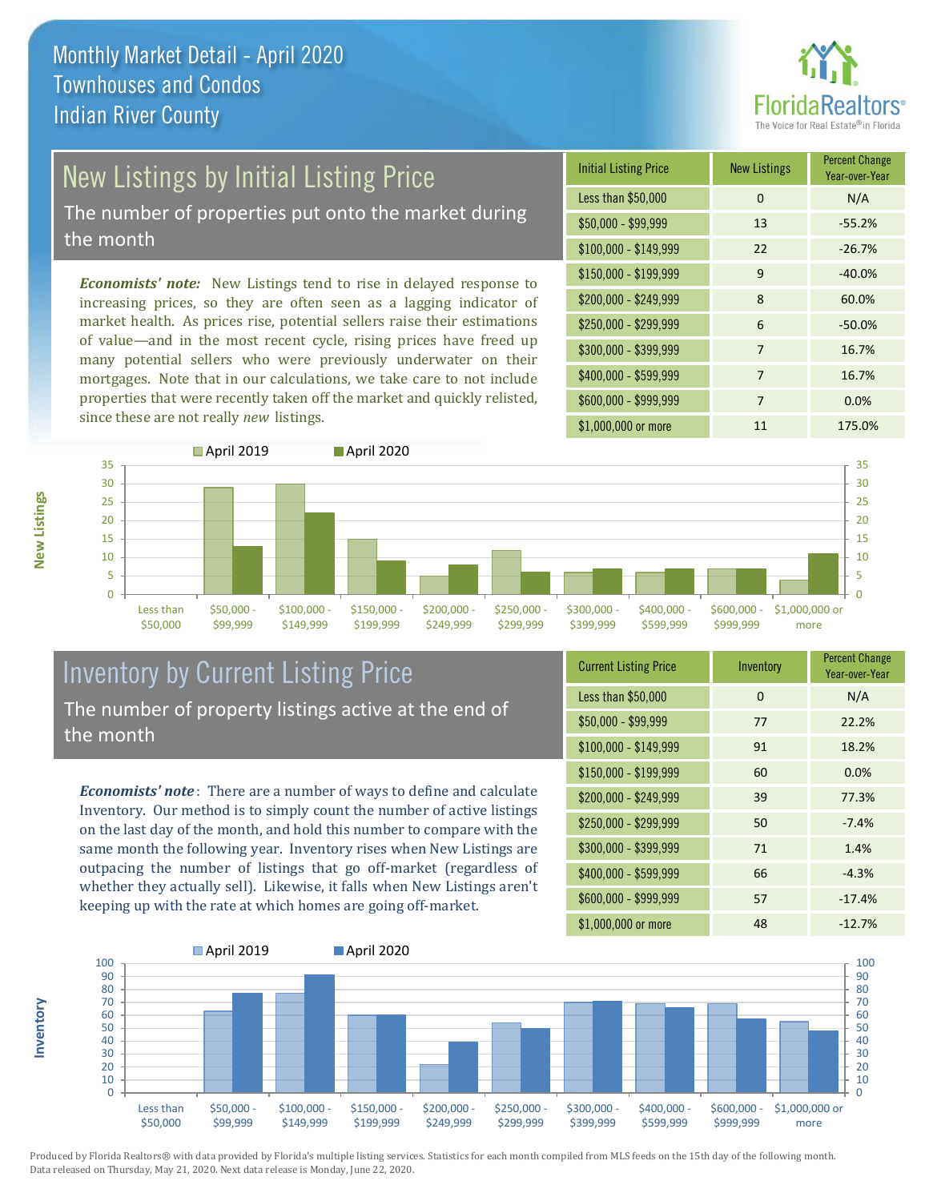# Monthly Market Detail - April 2020
## Townhouses and Condos
## Indian River County

## New Listings by Initial Listing Price

The number of properties put onto the market during the month

*Economists' note:* New Listings tend to rise in delayed response to increasing prices, so they are often seen as a lagging indicator of market health. As prices rise, potential sellers raise their estimations of value—and in the most recent cycle, rising prices have freed up many potential sellers who were previously underwater on their mortgages. Note that in our calculations, we take care to not include properties that were recently taken off the market and quickly relisted, since these are not really *new* listings.

| Initial Listing Price | New Listings | Percent Change Year-over-Year |
|---|---|---|
| Less than $50,000 | 0 | N/A |
| $50,000 - $99,999 | 13 | -55.2% |
| $100,000 - $149,999 | 22 | -26.7% |
| $150,000 - $199,999 | 9 | -40.0% |
| $200,000 - $249,999 | 8 | 60.0% |
| $250,000 - $299,999 | 6 | -50.0% |
| $300,000 - $399,999 | 7 | 16.7% |
| $400,000 - $599,999 | 7 | 16.7% |
| $600,000 - $999,999 | 7 | 0.0% |
| $1,000,000 or more | 11 | 175.0% |

## Inventory by Current Listing Price

The number of property listings active at the end of the month

*Economists' note*: There are a number of ways to define and calculate Inventory. Our method is to simply count the number of active listings on the last day of the month, and hold this number to compare with the same month the following year. Inventory rises when New Listings are outpacing the number of listings that go off-market (regardless of whether they actually sell). Likewise, it falls when New Listings aren't keeping up with the rate at which homes are going off-market.

| Current Listing Price | Inventory | Percent Change Year-over-Year |
|---|---|---|
| Less than $50,000 | 0 | N/A |
| $50,000 - $99,999 | 77 | 22.2% |
| $100,000 - $149,999 | 91 | 18.2% |
| $150,000 - $199,999 | 60 | 0.0% |
| $200,000 - $249,999 | 39 | 77.3% |
| $250,000 - $299,999 | 50 | -7.4% |
| $300,000 - $399,999 | 71 | 1.4% |
| $400,000 - $599,999 | 66 | -4.3% |
| $600,000 - $999,999 | 57 | -17.4% |
| $1,000,000 or more | 48 | -12.7% |

Produced by Florida Realtors® with data provided by Florida's multiple listing services. Statistics for each month compiled from MLS feeds on the 15th day of the following month. Data released on Thursday, May 21, 2020. Next data release is Monday, June 22, 2020.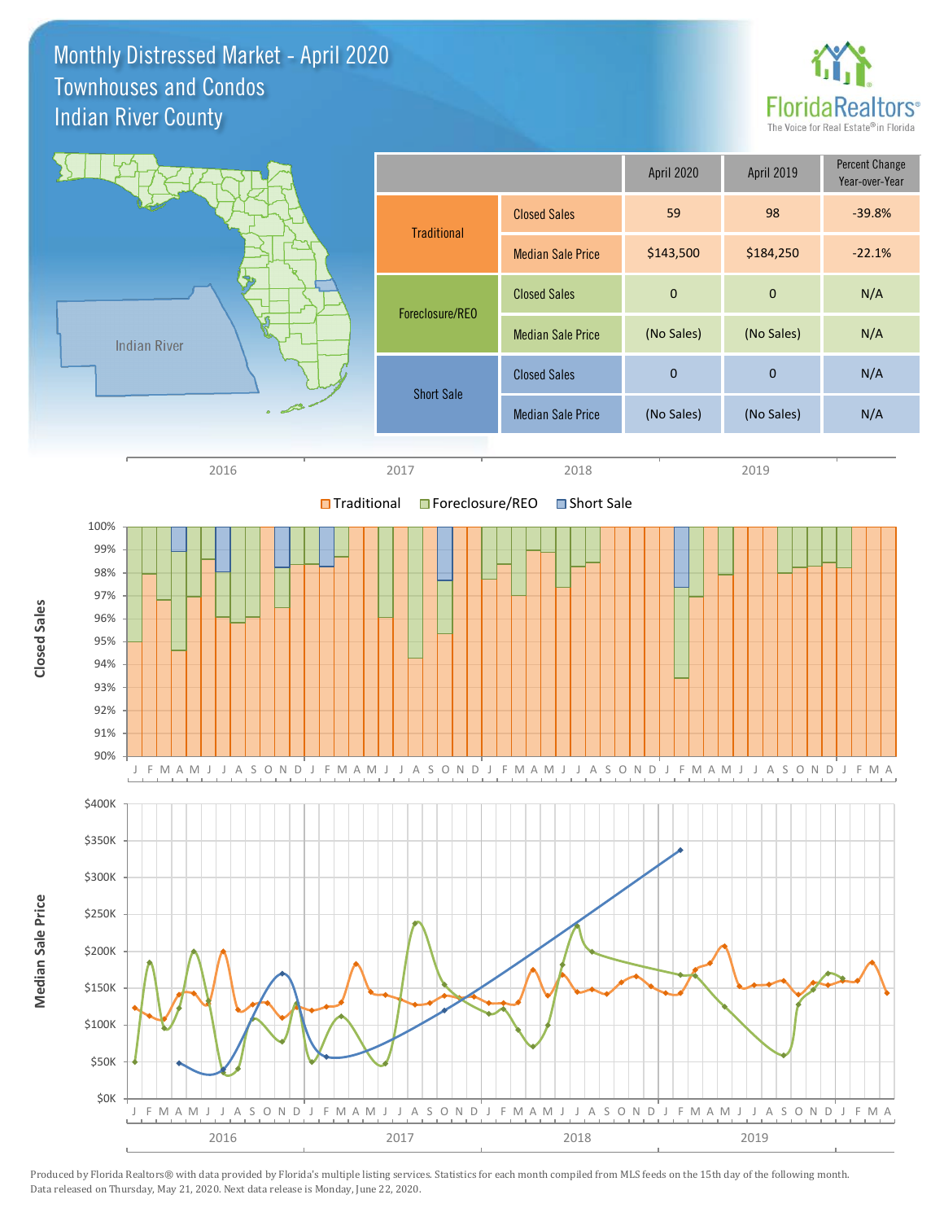# Monthly Distressed Market - April 2020
## Townhouses and Condos
## Indian River County

FloridaRealtors®
The Voice for Real Estate® in Florida

Indian River

| | | April 2020 | April 2019 | Percent Change Year-over-Year |
|---|---|---|---|---|
| Traditional | Closed Sales | 59 | 98 | -39.8% |
| | Median Sale Price | $143,500 | $184,250 | -22.1% |
| Foreclosure/REO | Closed Sales | 0 | 0 | N/A |
| | Median Sale Price | (No Sales) | (No Sales) | N/A |
| Short Sale | Closed Sales | 0 | 0 | N/A |
| | Median Sale Price | (No Sales) | (No Sales) | N/A |

2016 2017 2018 2019

Traditional Foreclosure/REO Short Sale

Closed Sales

100% 99% 98% 97% 96% 95% 94% 93% 92% 91% 90%

J F M A M J J A S O N D J F M A M J J A S O N D J F M A M J J A S O N D J F M A M J J A S O N D J F M A

Median Sale Price

$400K $350K $300K $250K $200K $150K $100K $50K $0K

J F M A M J J A S O N D J F M A M J J A S O N D J F M A M J J A S O N D J F M A M J J A S O N D J F M A

2016 2017 2018 2019

Produced by Florida Realtors® with data provided by Florida's multiple listing services. Statistics for each month compiled from MLS feeds on the 15th day of the following month. Data released on Thursday, May 21, 2020. Next data release is Monday, June 22, 2020.